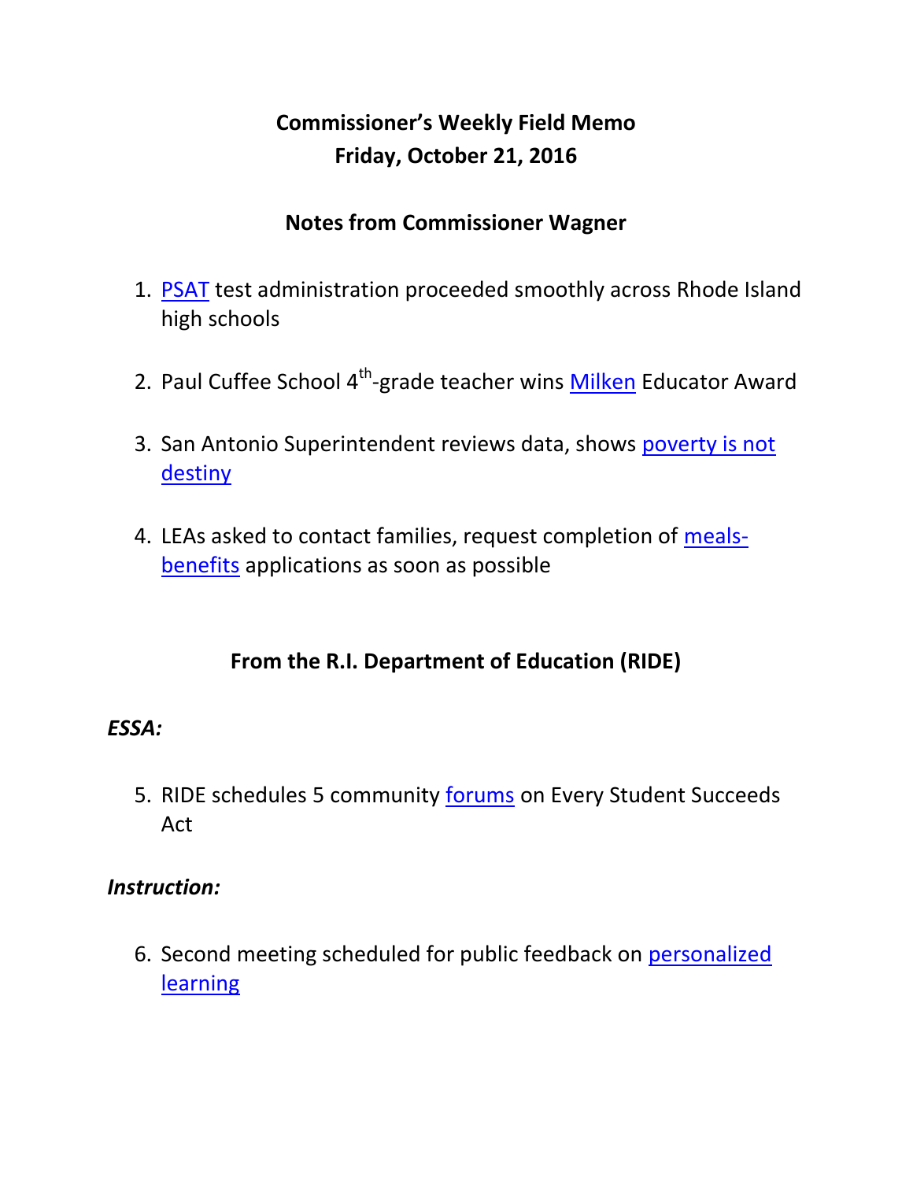# Commissioner's Weekly Field Memo
# Friday, October 21, 2016

## Notes from Commissioner Wagner

1. PSAT test administration proceeded smoothly across Rhode Island high schools

2. Paul Cuffee School 4th-grade teacher wins Milken Educator Award

3. San Antonio Superintendent reviews data, shows poverty is not destiny

4. LEAs asked to contact families, request completion of meals-benefits applications as soon as possible

## From the R.I. Department of Education (RIDE)

### *ESSA:*

5. RIDE schedules 5 community forums on Every Student Succeeds Act

### *Instruction:*

6. Second meeting scheduled for public feedback on personalized learning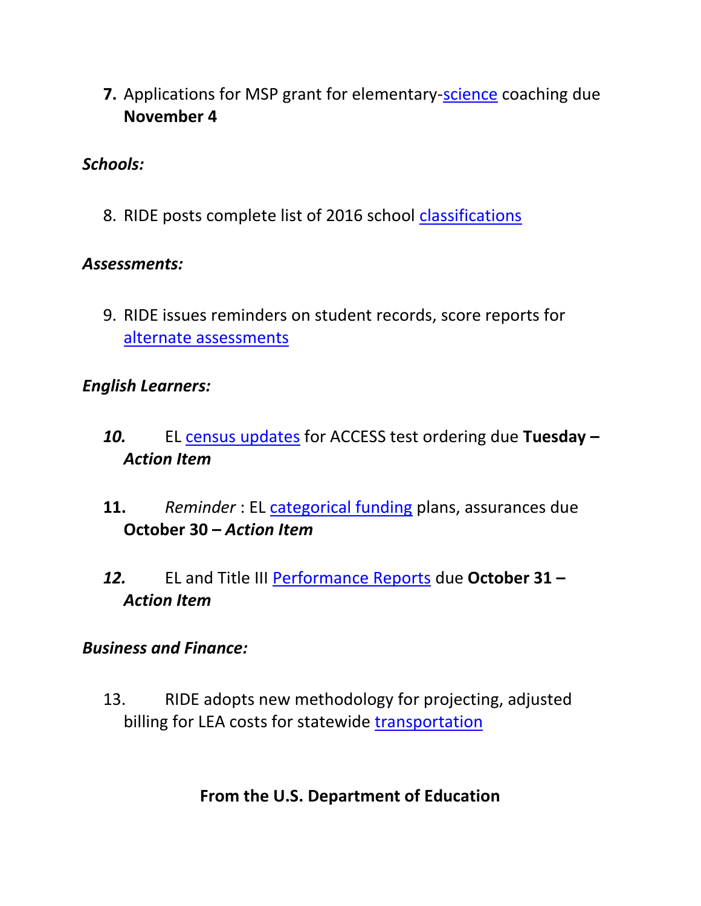7. Applications for MSP grant for elementary-science coaching due **November 4**

***Schools:***

8. RIDE posts complete list of 2016 school classifications

***Assessments:***

9. RIDE issues reminders on student records, score reports for alternate assessments

***English Learners:***

10. EL census updates for ACCESS test ordering due **Tuesday – *Action Item***

11. *Reminder* : EL categorical funding plans, assurances due **October 30 – *Action Item***

12. EL and Title III Performance Reports due **October 31 – *Action Item***

***Business and Finance:***

13. RIDE adopts new methodology for projecting, adjusted billing for LEA costs for statewide transportation

**From the U.S. Department of Education**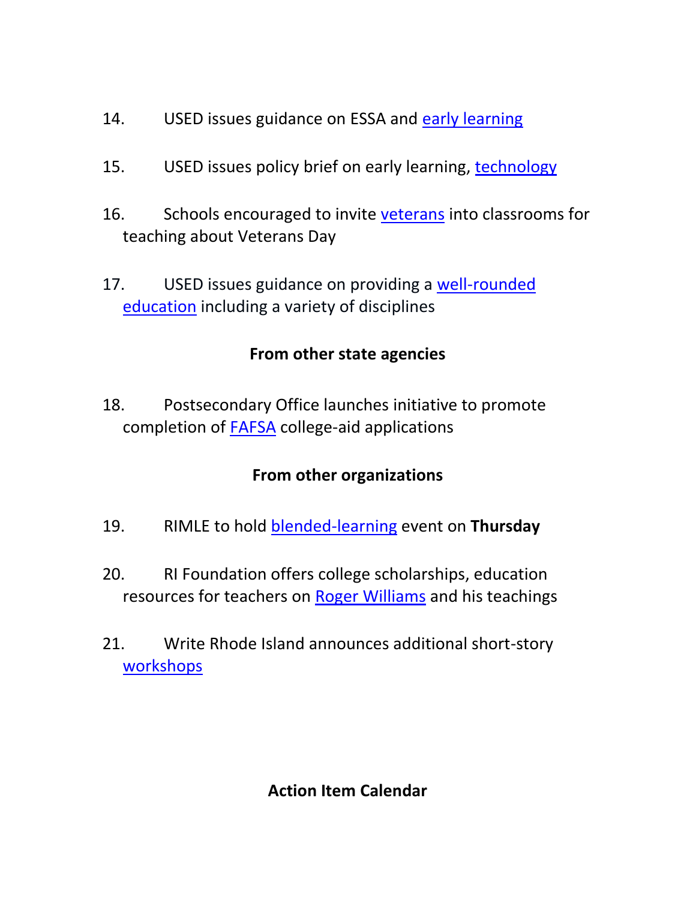14. USED issues guidance on ESSA and early learning

15. USED issues policy brief on early learning, technology

16. Schools encouraged to invite veterans into classrooms for teaching about Veterans Day

17. USED issues guidance on providing a well-rounded education including a variety of disciplines

**From other state agencies**

18. Postsecondary Office launches initiative to promote completion of FAFSA college-aid applications

**From other organizations**

19. RIMLE to hold blended-learning event on **Thursday**

20. RI Foundation offers college scholarships, education resources for teachers on Roger Williams and his teachings

21. Write Rhode Island announces additional short-story workshops

**Action Item Calendar**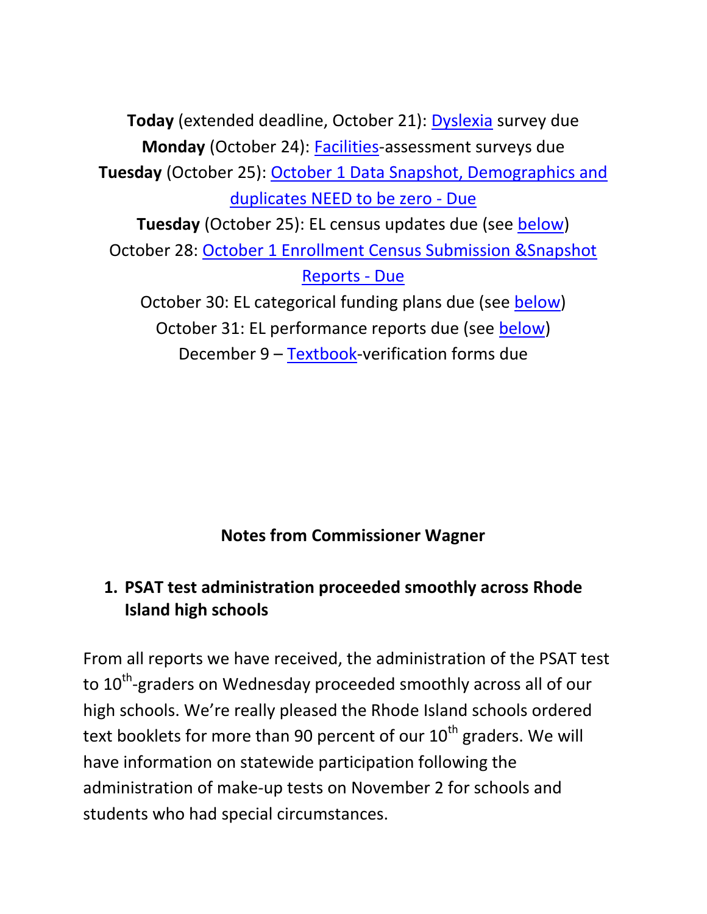**Today** (extended deadline, October 21): Dyslexia survey due

**Monday** (October 24): Facilities-assessment surveys due

**Tuesday** (October 25): October 1 Data Snapshot, Demographics and duplicates NEED to be zero - Due

**Tuesday** (October 25): EL census updates due (see below)

October 28: October 1 Enrollment Census Submission &Snapshot Reports - Due

October 30: EL categorical funding plans due (see below)

October 31: EL performance reports due (see below)

December 9 – Textbook-verification forms due

## Notes from Commissioner Wagner

### 1. PSAT test administration proceeded smoothly across Rhode Island high schools

From all reports we have received, the administration of the PSAT test to 10th-graders on Wednesday proceeded smoothly across all of our high schools. We're really pleased the Rhode Island schools ordered text booklets for more than 90 percent of our 10th graders. We will have information on statewide participation following the administration of make-up tests on November 2 for schools and students who had special circumstances.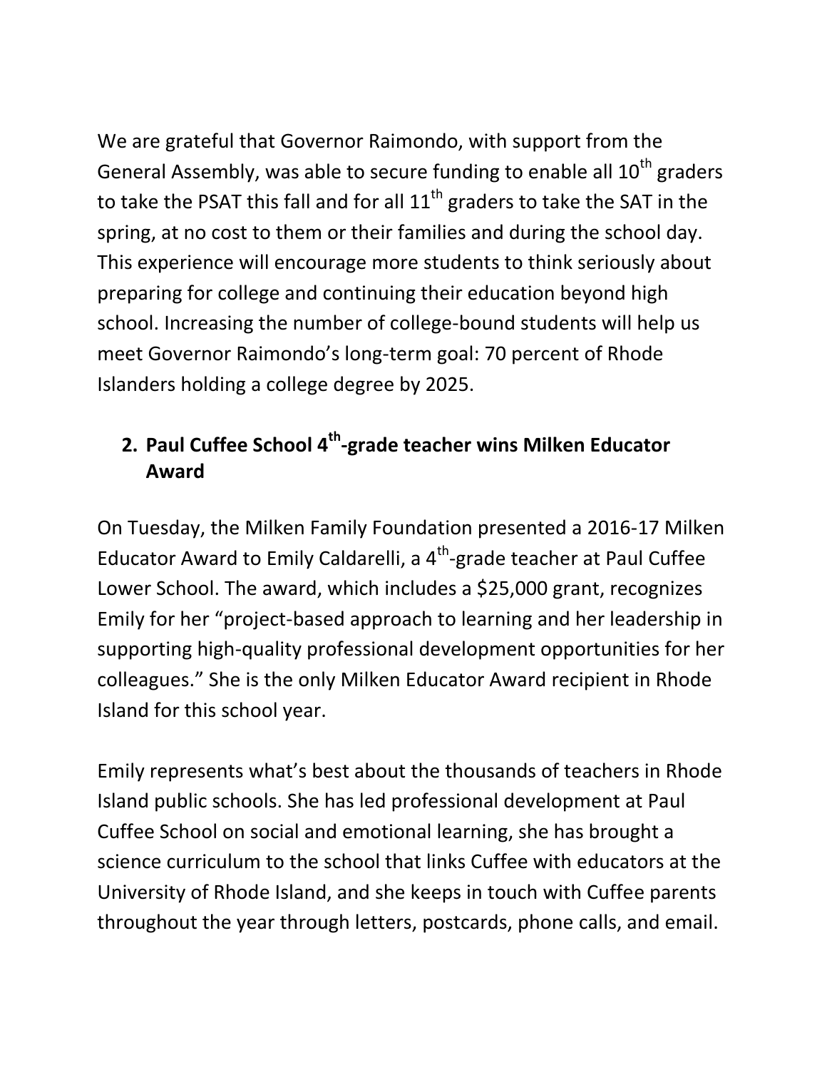We are grateful that Governor Raimondo, with support from the General Assembly, was able to secure funding to enable all 10th graders to take the PSAT this fall and for all 11th graders to take the SAT in the spring, at no cost to them or their families and during the school day. This experience will encourage more students to think seriously about preparing for college and continuing their education beyond high school. Increasing the number of college-bound students will help us meet Governor Raimondo's long-term goal: 70 percent of Rhode Islanders holding a college degree by 2025.

## 2. Paul Cuffee School 4th-grade teacher wins Milken Educator Award

On Tuesday, the Milken Family Foundation presented a 2016-17 Milken Educator Award to Emily Caldarelli, a 4th-grade teacher at Paul Cuffee Lower School. The award, which includes a $25,000 grant, recognizes Emily for her "project-based approach to learning and her leadership in supporting high-quality professional development opportunities for her colleagues." She is the only Milken Educator Award recipient in Rhode Island for this school year.

Emily represents what's best about the thousands of teachers in Rhode Island public schools. She has led professional development at Paul Cuffee School on social and emotional learning, she has brought a science curriculum to the school that links Cuffee with educators at the University of Rhode Island, and she keeps in touch with Cuffee parents throughout the year through letters, postcards, phone calls, and email.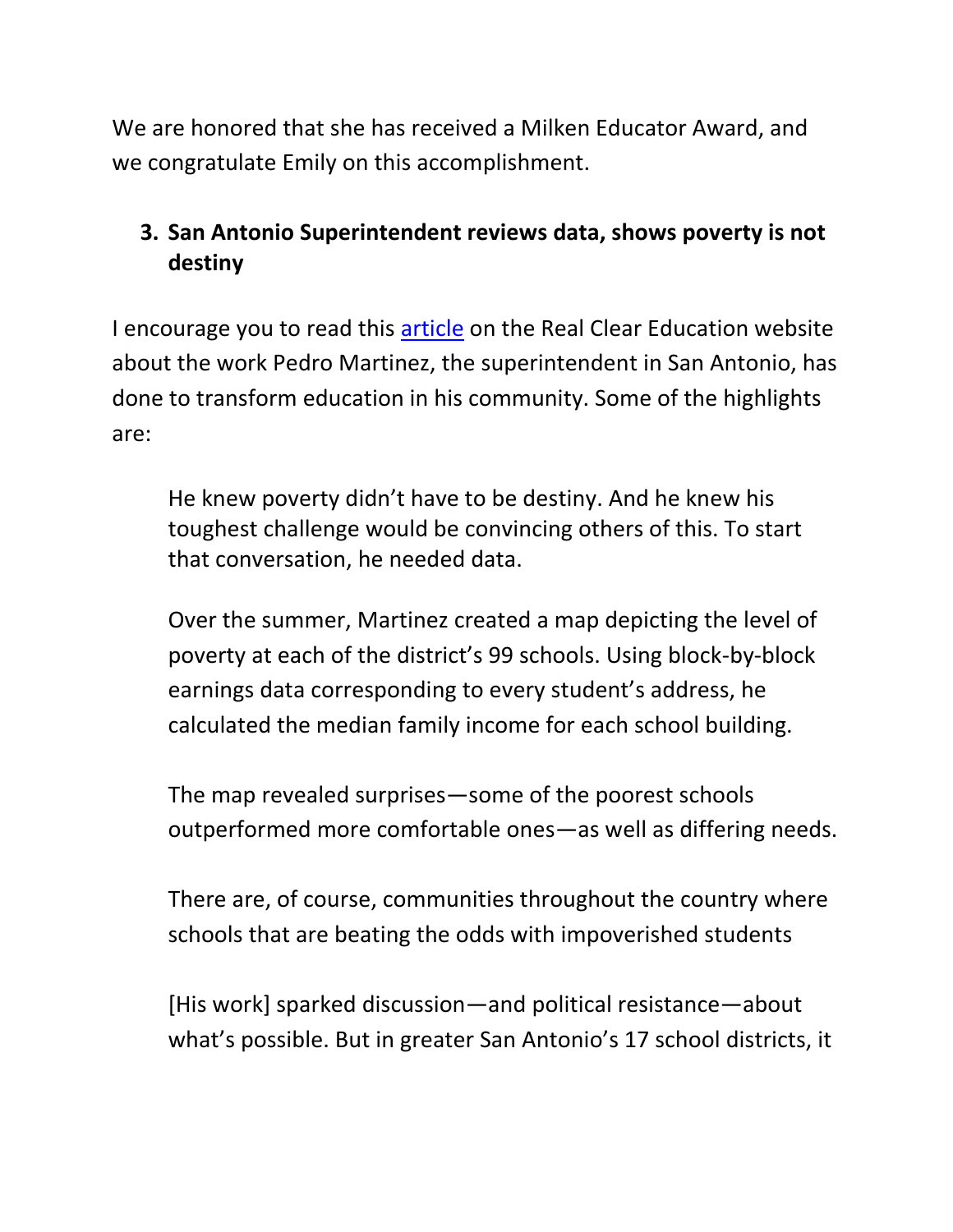We are honored that she has received a Milken Educator Award, and we congratulate Emily on this accomplishment.

3. **San Antonio Superintendent reviews data, shows poverty is not destiny**

I encourage you to read this article on the Real Clear Education website about the work Pedro Martinez, the superintendent in San Antonio, has done to transform education in his community. Some of the highlights are:

> He knew poverty didn't have to be destiny. And he knew his toughest challenge would be convincing others of this. To start that conversation, he needed data.
>
> Over the summer, Martinez created a map depicting the level of poverty at each of the district's 99 schools. Using block-by-block earnings data corresponding to every student's address, he calculated the median family income for each school building.
>
> The map revealed surprises—some of the poorest schools outperformed more comfortable ones—as well as differing needs.
>
> There are, of course, communities throughout the country where schools that are beating the odds with impoverished students
>
> [His work] sparked discussion—and political resistance—about what's possible. But in greater San Antonio's 17 school districts, it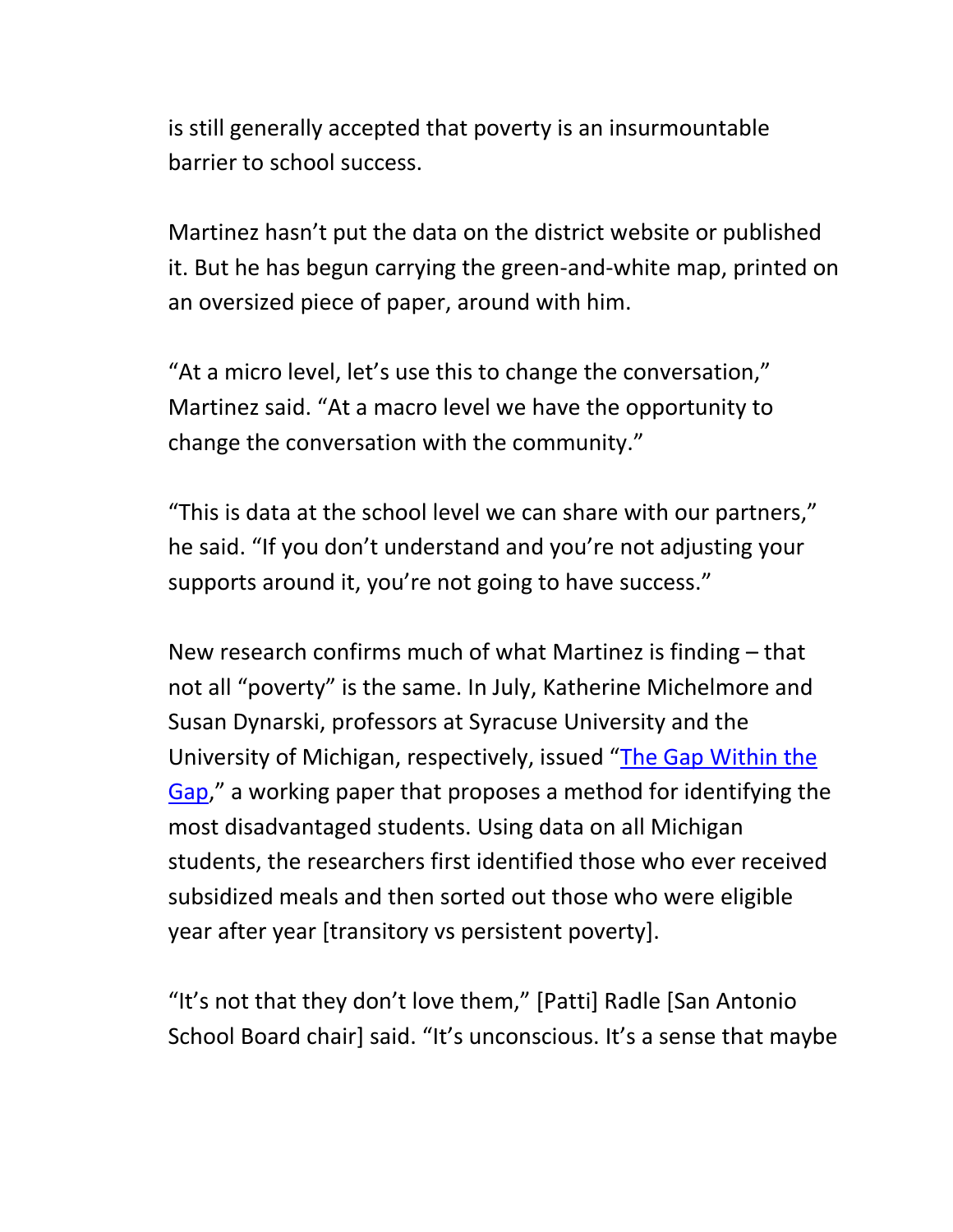is still generally accepted that poverty is an insurmountable barrier to school success.

Martinez hasn't put the data on the district website or published it. But he has begun carrying the green-and-white map, printed on an oversized piece of paper, around with him.

"At a micro level, let's use this to change the conversation," Martinez said. "At a macro level we have the opportunity to change the conversation with the community."

"This is data at the school level we can share with our partners," he said. "If you don't understand and you're not adjusting your supports around it, you're not going to have success."

New research confirms much of what Martinez is finding – that not all "poverty" is the same. In July, Katherine Michelmore and Susan Dynarski, professors at Syracuse University and the University of Michigan, respectively, issued "The Gap Within the Gap," a working paper that proposes a method for identifying the most disadvantaged students. Using data on all Michigan students, the researchers first identified those who ever received subsidized meals and then sorted out those who were eligible year after year [transitory vs persistent poverty].

"It's not that they don't love them," [Patti] Radle [San Antonio School Board chair] said. "It's unconscious. It's a sense that maybe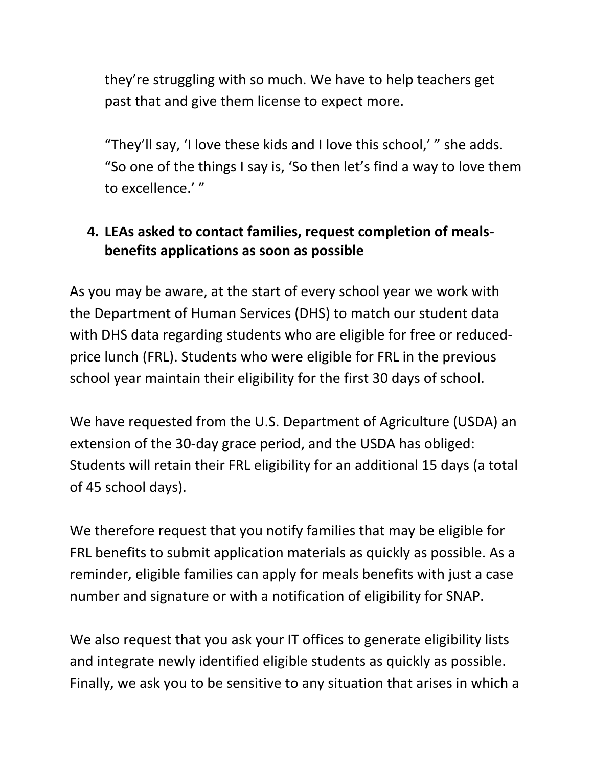they're struggling with so much. We have to help teachers get past that and give them license to expect more.

"They'll say, 'I love these kids and I love this school,' " she adds. "So one of the things I say is, 'So then let's find a way to love them to excellence.' "

4. **LEAs asked to contact families, request completion of meals-benefits applications as soon as possible**

As you may be aware, at the start of every school year we work with the Department of Human Services (DHS) to match our student data with DHS data regarding students who are eligible for free or reduced-price lunch (FRL). Students who were eligible for FRL in the previous school year maintain their eligibility for the first 30 days of school.

We have requested from the U.S. Department of Agriculture (USDA) an extension of the 30-day grace period, and the USDA has obliged: Students will retain their FRL eligibility for an additional 15 days (a total of 45 school days).

We therefore request that you notify families that may be eligible for FRL benefits to submit application materials as quickly as possible. As a reminder, eligible families can apply for meals benefits with just a case number and signature or with a notification of eligibility for SNAP.

We also request that you ask your IT offices to generate eligibility lists and integrate newly identified eligible students as quickly as possible. Finally, we ask you to be sensitive to any situation that arises in which a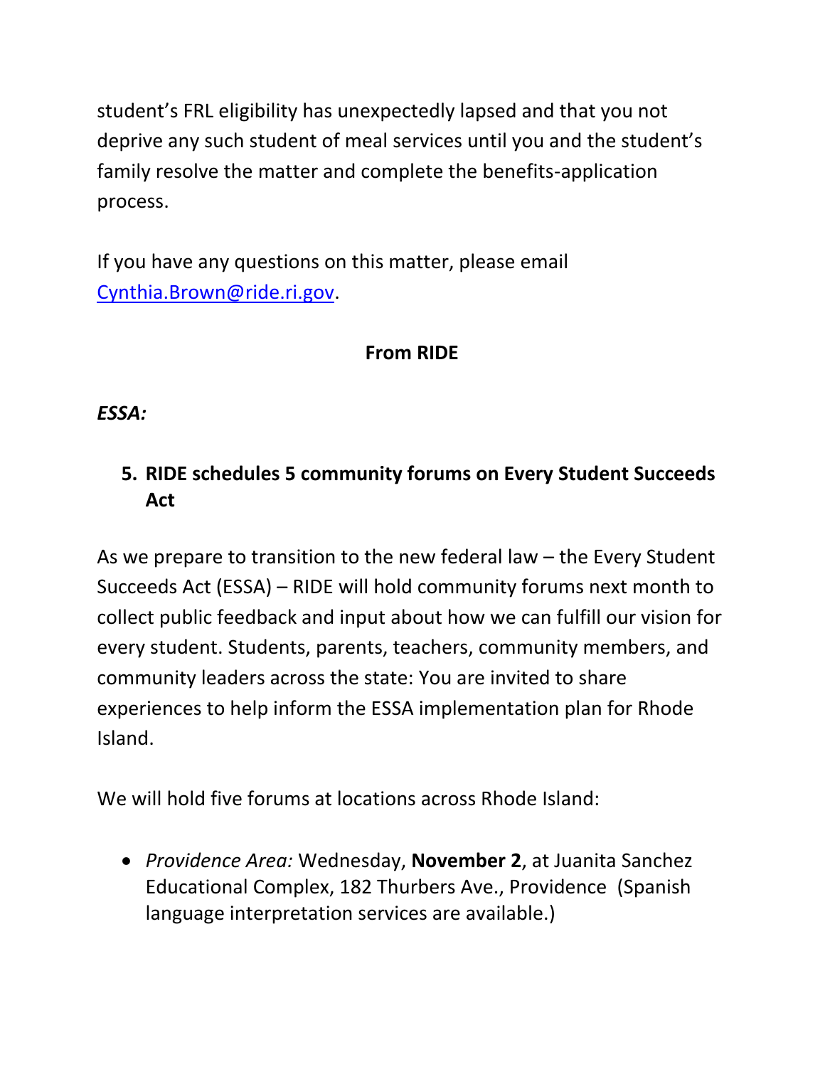student's FRL eligibility has unexpectedly lapsed and that you not deprive any such student of meal services until you and the student's family resolve the matter and complete the benefits-application process.

If you have any questions on this matter, please email [Cynthia.Brown@ride.ri.gov](mailto:Cynthia.Brown@ride.ri.gov).

## From RIDE

***ESSA:***

5. **RIDE schedules 5 community forums on Every Student Succeeds Act**

As we prepare to transition to the new federal law – the Every Student Succeeds Act (ESSA) – RIDE will hold community forums next month to collect public feedback and input about how we can fulfill our vision for every student. Students, parents, teachers, community members, and community leaders across the state: You are invited to share experiences to help inform the ESSA implementation plan for Rhode Island.

We will hold five forums at locations across Rhode Island:

- *Providence Area:* Wednesday, **November 2**, at Juanita Sanchez Educational Complex, 182 Thurbers Ave., Providence (Spanish language interpretation services are available.)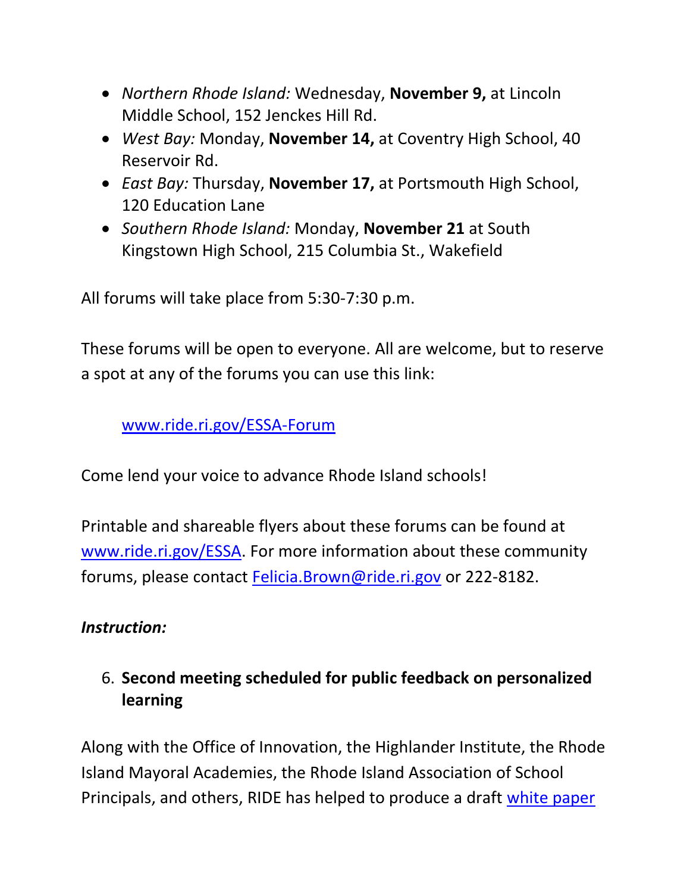- *Northern Rhode Island:* Wednesday, **November 9,** at Lincoln Middle School, 152 Jenckes Hill Rd.
- *West Bay:* Monday, **November 14,** at Coventry High School, 40 Reservoir Rd.
- *East Bay:* Thursday, **November 17,** at Portsmouth High School, 120 Education Lane
- *Southern Rhode Island:* Monday, **November 21** at South Kingstown High School, 215 Columbia St., Wakefield

All forums will take place from 5:30-7:30 p.m.

These forums will be open to everyone. All are welcome, but to reserve a spot at any of the forums you can use this link:

[www.ride.ri.gov/ESSA-Forum](www.ride.ri.gov/ESSA-Forum)

Come lend your voice to advance Rhode Island schools!

Printable and shareable flyers about these forums can be found at [www.ride.ri.gov/ESSA](www.ride.ri.gov/ESSA). For more information about these community forums, please contact [Felicia.Brown@ride.ri.gov](mailto:Felicia.Brown@ride.ri.gov) or 222-8182.

***Instruction:***

6. **Second meeting scheduled for public feedback on personalized learning**

Along with the Office of Innovation, the Highlander Institute, the Rhode Island Mayoral Academies, the Rhode Island Association of School Principals, and others, RIDE has helped to produce a draft white paper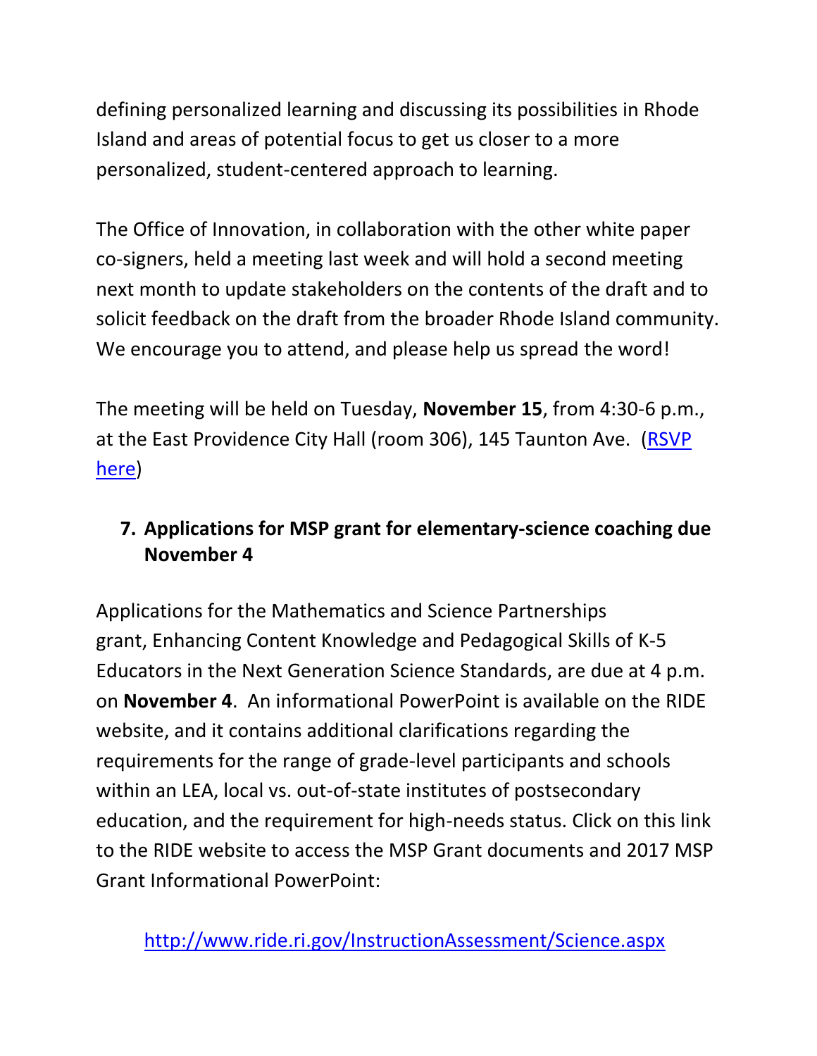defining personalized learning and discussing its possibilities in Rhode Island and areas of potential focus to get us closer to a more personalized, student-centered approach to learning.

The Office of Innovation, in collaboration with the other white paper co-signers, held a meeting last week and will hold a second meeting next month to update stakeholders on the contents of the draft and to solicit feedback on the draft from the broader Rhode Island community. We encourage you to attend, and please help us spread the word!

The meeting will be held on Tuesday, **November 15**, from 4:30-6 p.m., at the East Providence City Hall (room 306), 145 Taunton Ave. (RSVP here)

7. **Applications for MSP grant for elementary-science coaching due November 4**

Applications for the Mathematics and Science Partnerships grant, Enhancing Content Knowledge and Pedagogical Skills of K-5 Educators in the Next Generation Science Standards, are due at 4 p.m. on **November 4**. An informational PowerPoint is available on the RIDE website, and it contains additional clarifications regarding the requirements for the range of grade-level participants and schools within an LEA, local vs. out-of-state institutes of postsecondary education, and the requirement for high-needs status. Click on this link to the RIDE website to access the MSP Grant documents and 2017 MSP Grant Informational PowerPoint:

http://www.ride.ri.gov/InstructionAssessment/Science.aspx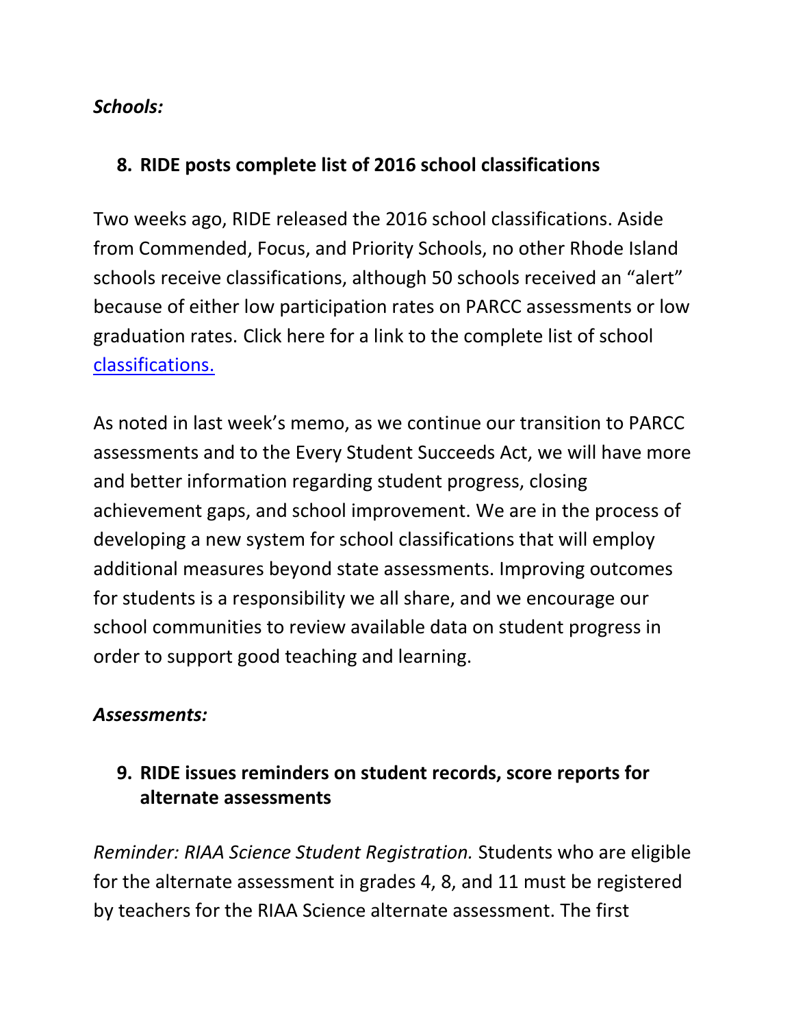***Schools:***

## 8. RIDE posts complete list of 2016 school classifications

Two weeks ago, RIDE released the 2016 school classifications. Aside from Commended, Focus, and Priority Schools, no other Rhode Island schools receive classifications, although 50 schools received an "alert" because of either low participation rates on PARCC assessments or low graduation rates. Click here for a link to the complete list of school classifications.

As noted in last week's memo, as we continue our transition to PARCC assessments and to the Every Student Succeeds Act, we will have more and better information regarding student progress, closing achievement gaps, and school improvement. We are in the process of developing a new system for school classifications that will employ additional measures beyond state assessments. Improving outcomes for students is a responsibility we all share, and we encourage our school communities to review available data on student progress in order to support good teaching and learning.

***Assessments:***

## 9. RIDE issues reminders on student records, score reports for alternate assessments

*Reminder: RIAA Science Student Registration.* Students who are eligible for the alternate assessment in grades 4, 8, and 11 must be registered by teachers for the RIAA Science alternate assessment. The first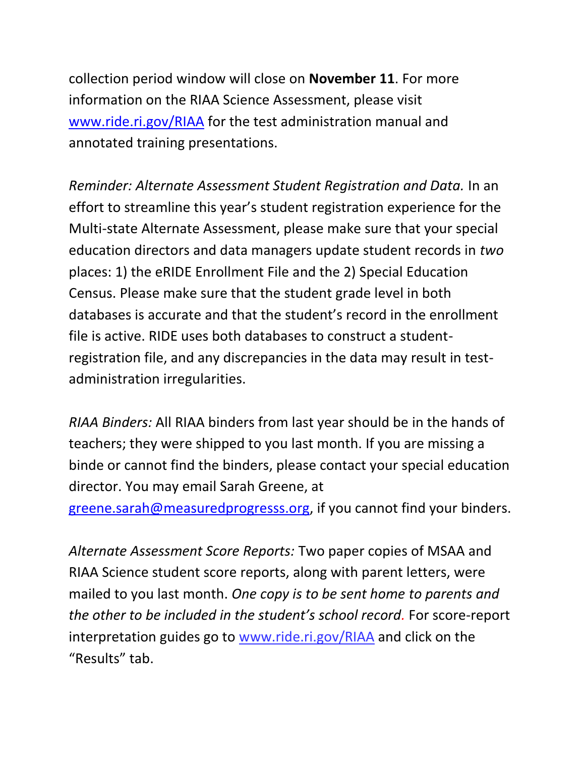collection period window will close on **November 11**. For more information on the RIAA Science Assessment, please visit [www.ride.ri.gov/RIAA](http://www.ride.ri.gov/RIAA) for the test administration manual and annotated training presentations.

*Reminder: Alternate Assessment Student Registration and Data.* In an effort to streamline this year's student registration experience for the Multi-state Alternate Assessment, please make sure that your special education directors and data managers update student records in *two* places: 1) the eRIDE Enrollment File and the 2) Special Education Census. Please make sure that the student grade level in both databases is accurate and that the student's record in the enrollment file is active. RIDE uses both databases to construct a student-registration file, and any discrepancies in the data may result in test-administration irregularities.

*RIAA Binders:* All RIAA binders from last year should be in the hands of teachers; they were shipped to you last month. If you are missing a binde or cannot find the binders, please contact your special education director. You may email Sarah Greene, at [greene.sarah@measuredprogresss.org](mailto:greene.sarah@measuredprogresss.org), if you cannot find your binders.

*Alternate Assessment Score Reports:* Two paper copies of MSAA and RIAA Science student score reports, along with parent letters, were mailed to you last month. *One copy is to be sent home to parents and the other to be included in the student's school record.* For score-report interpretation guides go to [www.ride.ri.gov/RIAA](http://www.ride.ri.gov/RIAA) and click on the "Results" tab.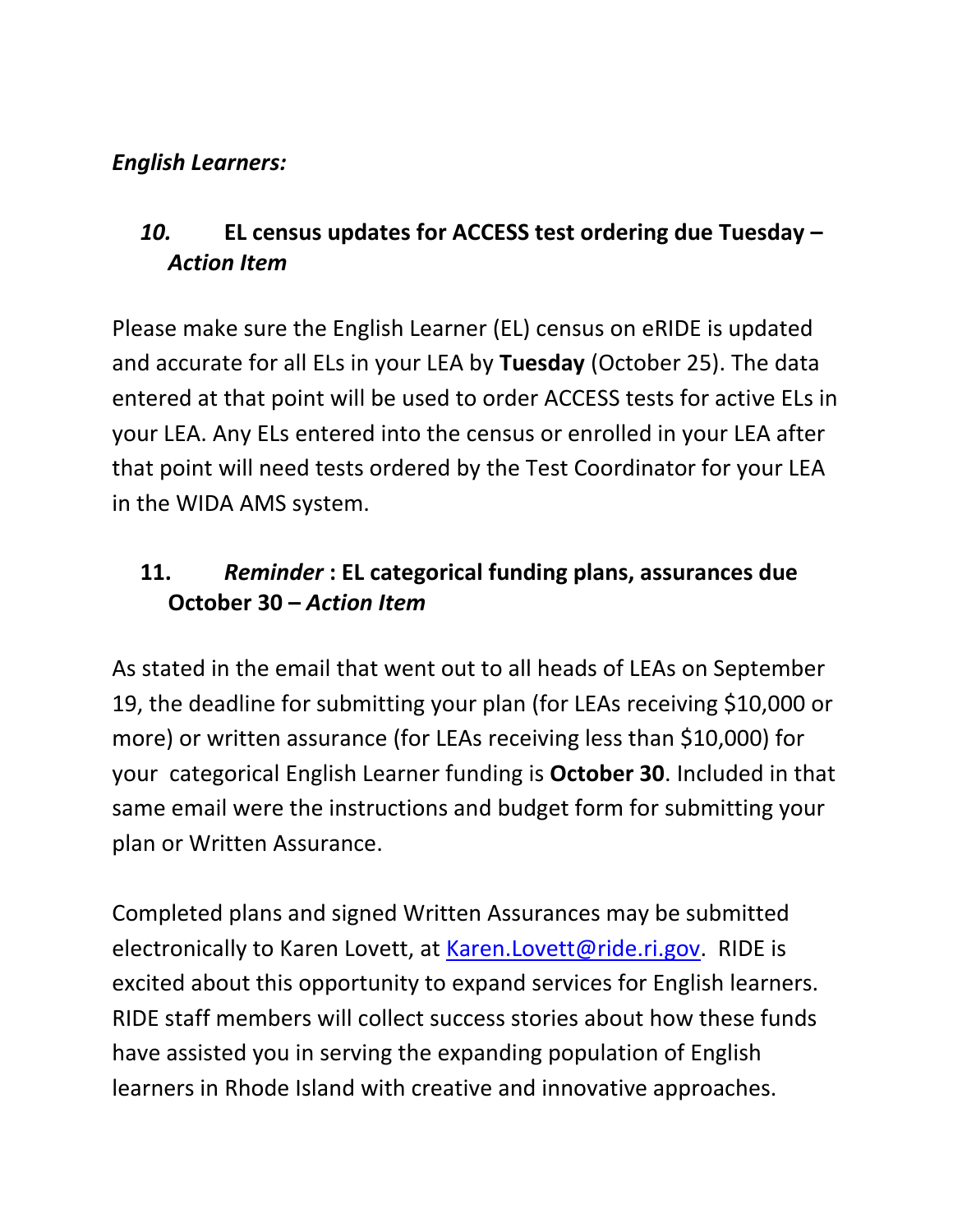***English Learners:***

### *10.* EL census updates for ACCESS test ordering due Tuesday – *Action Item*

Please make sure the English Learner (EL) census on eRIDE is updated and accurate for all ELs in your LEA by **Tuesday** (October 25). The data entered at that point will be used to order ACCESS tests for active ELs in your LEA. Any ELs entered into the census or enrolled in your LEA after that point will need tests ordered by the Test Coordinator for your LEA in the WIDA AMS system.

### 11. *Reminder* : EL categorical funding plans, assurances due October 30 – *Action Item*

As stated in the email that went out to all heads of LEAs on September 19, the deadline for submitting your plan (for LEAs receiving $10,000 or more) or written assurance (for LEAs receiving less than $10,000) for your categorical English Learner funding is **October 30**. Included in that same email were the instructions and budget form for submitting your plan or Written Assurance.

Completed plans and signed Written Assurances may be submitted electronically to Karen Lovett, at [Karen.Lovett@ride.ri.gov](mailto:Karen.Lovett@ride.ri.gov). RIDE is excited about this opportunity to expand services for English learners. RIDE staff members will collect success stories about how these funds have assisted you in serving the expanding population of English learners in Rhode Island with creative and innovative approaches.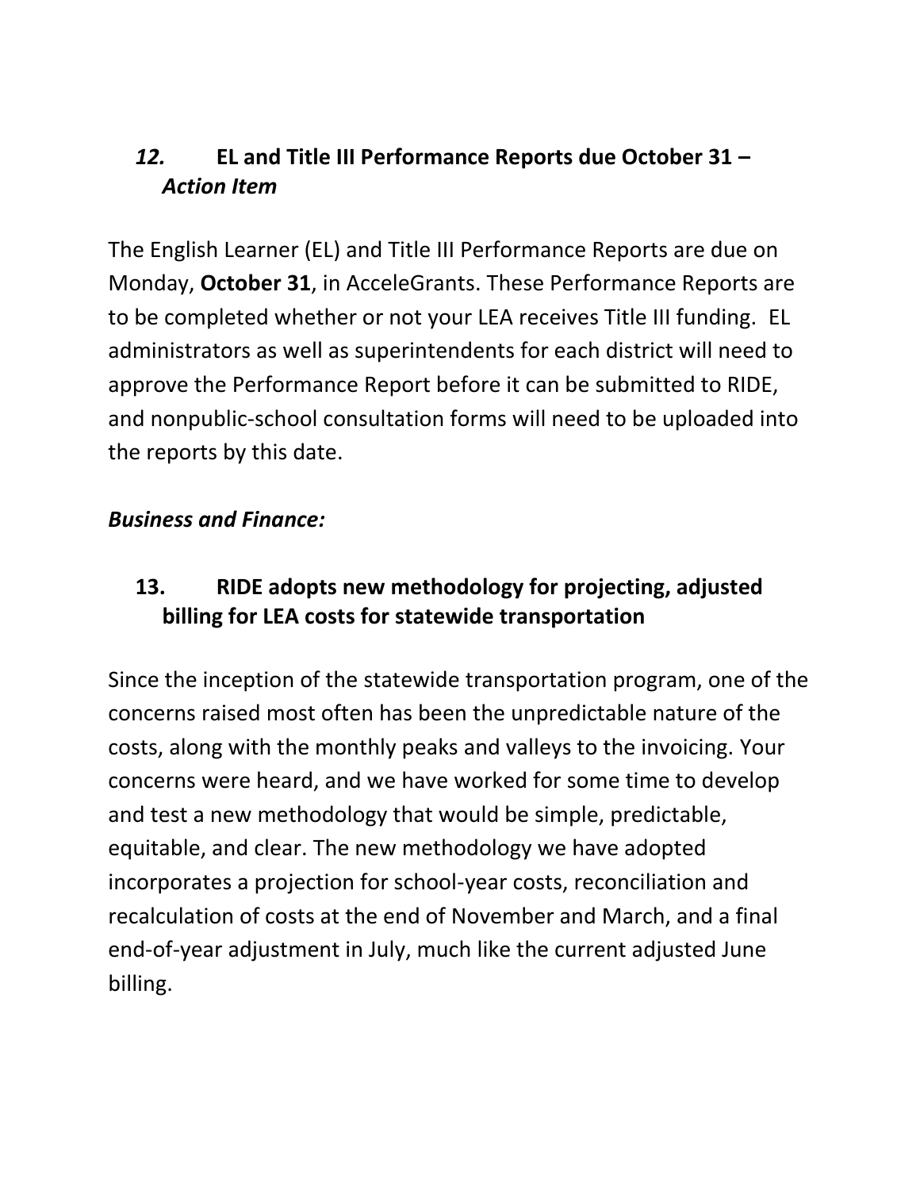### *12.* EL and Title III Performance Reports due October 31 – *Action Item*

The English Learner (EL) and Title III Performance Reports are due on Monday, **October 31**, in AcceleGrants. These Performance Reports are to be completed whether or not your LEA receives Title III funding. EL administrators as well as superintendents for each district will need to approve the Performance Report before it can be submitted to RIDE, and nonpublic-school consultation forms will need to be uploaded into the reports by this date.

***Business and Finance:***

### 13. RIDE adopts new methodology for projecting, adjusted billing for LEA costs for statewide transportation

Since the inception of the statewide transportation program, one of the concerns raised most often has been the unpredictable nature of the costs, along with the monthly peaks and valleys to the invoicing. Your concerns were heard, and we have worked for some time to develop and test a new methodology that would be simple, predictable, equitable, and clear. The new methodology we have adopted incorporates a projection for school-year costs, reconciliation and recalculation of costs at the end of November and March, and a final end-of-year adjustment in July, much like the current adjusted June billing.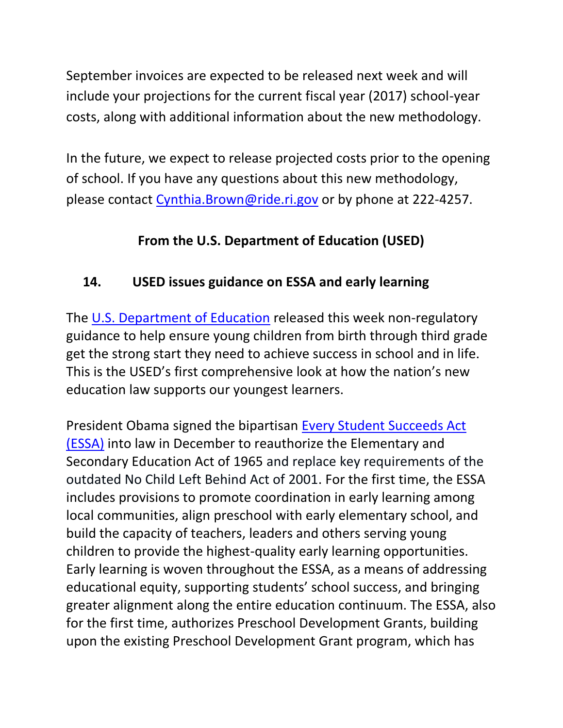September invoices are expected to be released next week and will include your projections for the current fiscal year (2017) school-year costs, along with additional information about the new methodology.

In the future, we expect to release projected costs prior to the opening of school. If you have any questions about this new methodology, please contact Cynthia.Brown@ride.ri.gov or by phone at 222-4257.

## From the U.S. Department of Education (USED)

### 14. USED issues guidance on ESSA and early learning

The U.S. Department of Education released this week non-regulatory guidance to help ensure young children from birth through third grade get the strong start they need to achieve success in school and in life. This is the USED's first comprehensive look at how the nation's new education law supports our youngest learners.

President Obama signed the bipartisan Every Student Succeeds Act (ESSA) into law in December to reauthorize the Elementary and Secondary Education Act of 1965 and replace key requirements of the outdated No Child Left Behind Act of 2001. For the first time, the ESSA includes provisions to promote coordination in early learning among local communities, align preschool with early elementary school, and build the capacity of teachers, leaders and others serving young children to provide the highest-quality early learning opportunities. Early learning is woven throughout the ESSA, as a means of addressing educational equity, supporting students' school success, and bringing greater alignment along the entire education continuum. The ESSA, also for the first time, authorizes Preschool Development Grants, building upon the existing Preschool Development Grant program, which has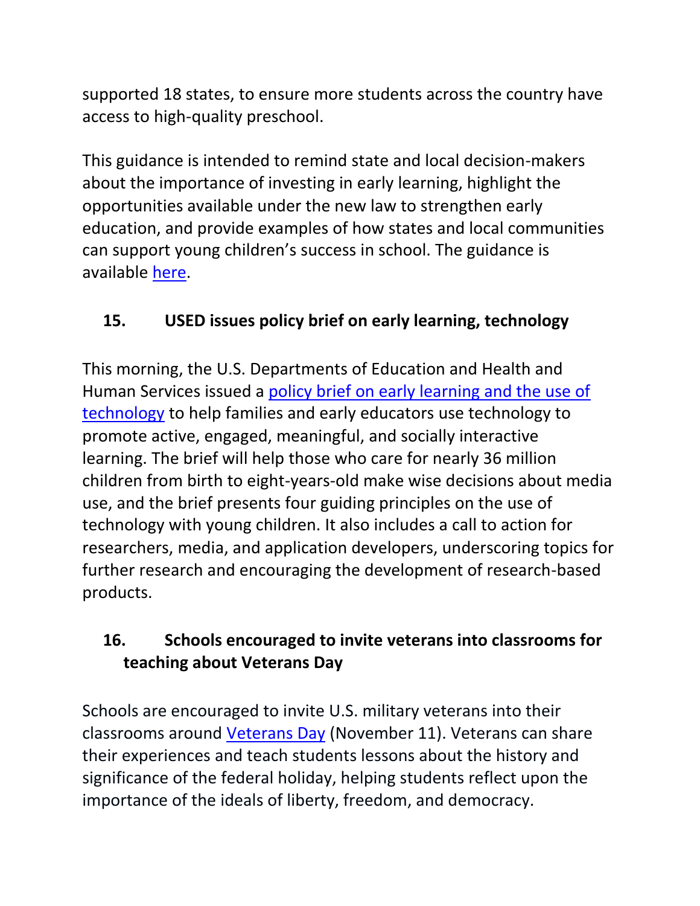supported 18 states, to ensure more students across the country have access to high-quality preschool.

This guidance is intended to remind state and local decision-makers about the importance of investing in early learning, highlight the opportunities available under the new law to strengthen early education, and provide examples of how states and local communities can support young children's success in school. The guidance is available here.

## 15. USED issues policy brief on early learning, technology

This morning, the U.S. Departments of Education and Health and Human Services issued a policy brief on early learning and the use of technology to help families and early educators use technology to promote active, engaged, meaningful, and socially interactive learning. The brief will help those who care for nearly 36 million children from birth to eight-years-old make wise decisions about media use, and the brief presents four guiding principles on the use of technology with young children. It also includes a call to action for researchers, media, and application developers, underscoring topics for further research and encouraging the development of research-based products.

## 16. Schools encouraged to invite veterans into classrooms for teaching about Veterans Day

Schools are encouraged to invite U.S. military veterans into their classrooms around Veterans Day (November 11). Veterans can share their experiences and teach students lessons about the history and significance of the federal holiday, helping students reflect upon the importance of the ideals of liberty, freedom, and democracy.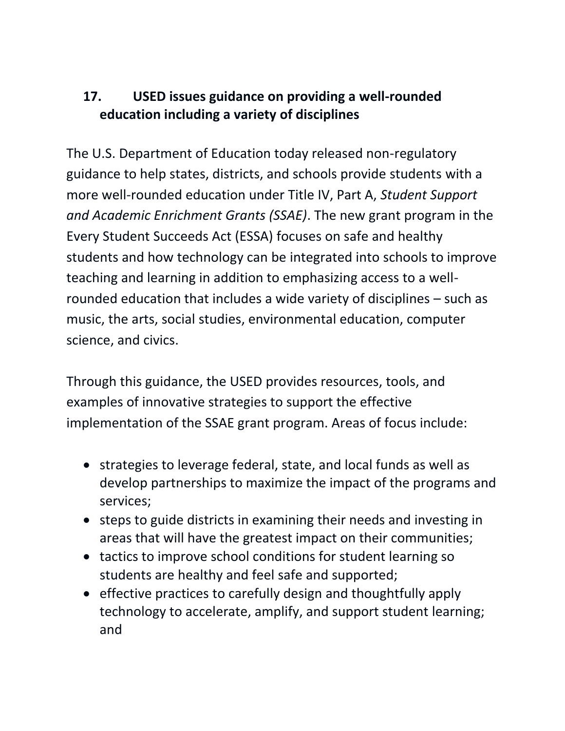## 17. USED issues guidance on providing a well-rounded education including a variety of disciplines

The U.S. Department of Education today released non-regulatory guidance to help states, districts, and schools provide students with a more well-rounded education under Title IV, Part A, *Student Support and Academic Enrichment Grants (SSAE)*. The new grant program in the Every Student Succeeds Act (ESSA) focuses on safe and healthy students and how technology can be integrated into schools to improve teaching and learning in addition to emphasizing access to a well-rounded education that includes a wide variety of disciplines – such as music, the arts, social studies, environmental education, computer science, and civics.

Through this guidance, the USED provides resources, tools, and examples of innovative strategies to support the effective implementation of the SSAE grant program. Areas of focus include:

- strategies to leverage federal, state, and local funds as well as develop partnerships to maximize the impact of the programs and services;
- steps to guide districts in examining their needs and investing in areas that will have the greatest impact on their communities;
- tactics to improve school conditions for student learning so students are healthy and feel safe and supported;
- effective practices to carefully design and thoughtfully apply technology to accelerate, amplify, and support student learning; and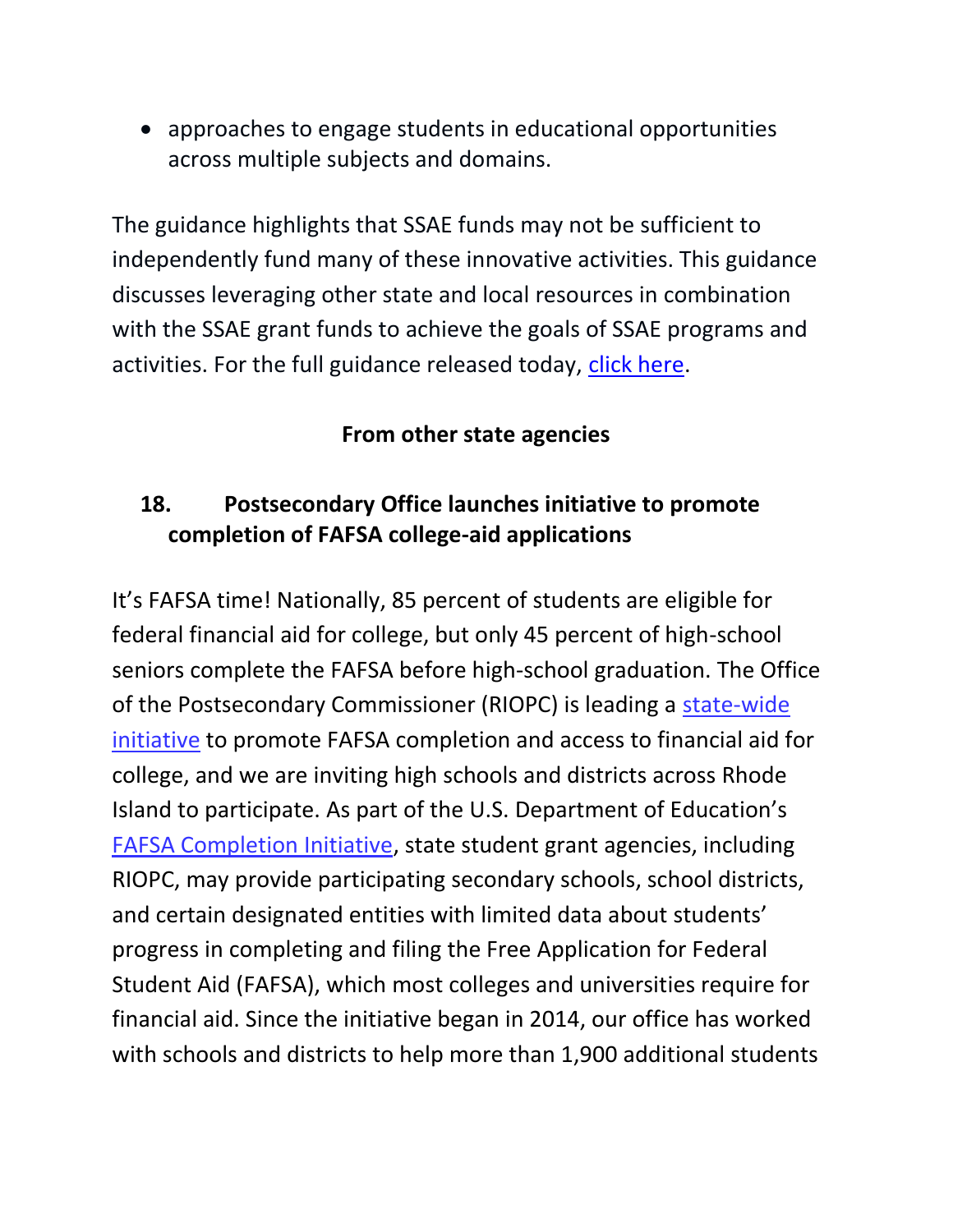- approaches to engage students in educational opportunities across multiple subjects and domains.

The guidance highlights that SSAE funds may not be sufficient to independently fund many of these innovative activities. This guidance discusses leveraging other state and local resources in combination with the SSAE grant funds to achieve the goals of SSAE programs and activities. For the full guidance released today, click here.

**From other state agencies**

### 18. Postsecondary Office launches initiative to promote completion of FAFSA college-aid applications

It's FAFSA time! Nationally, 85 percent of students are eligible for federal financial aid for college, but only 45 percent of high-school seniors complete the FAFSA before high-school graduation. The Office of the Postsecondary Commissioner (RIOPC) is leading a state-wide initiative to promote FAFSA completion and access to financial aid for college, and we are inviting high schools and districts across Rhode Island to participate. As part of the U.S. Department of Education's FAFSA Completion Initiative, state student grant agencies, including RIOPC, may provide participating secondary schools, school districts, and certain designated entities with limited data about students' progress in completing and filing the Free Application for Federal Student Aid (FAFSA), which most colleges and universities require for financial aid. Since the initiative began in 2014, our office has worked with schools and districts to help more than 1,900 additional students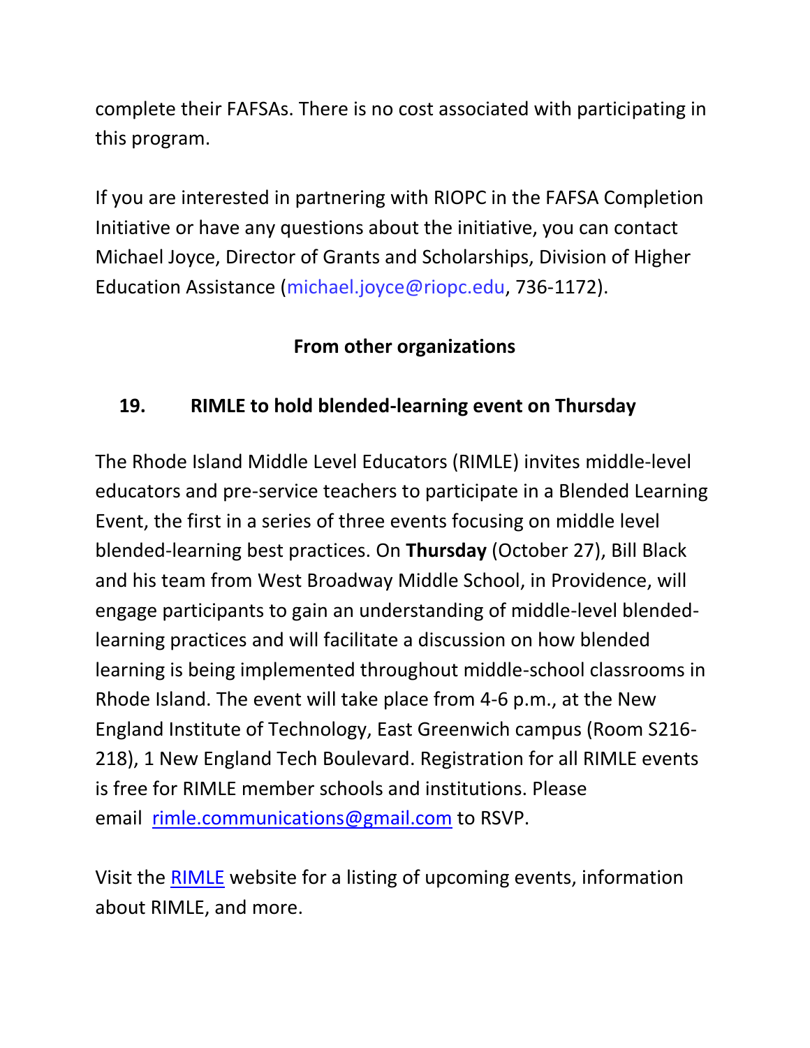complete their FAFSAs. There is no cost associated with participating in this program.

If you are interested in partnering with RIOPC in the FAFSA Completion Initiative or have any questions about the initiative, you can contact Michael Joyce, Director of Grants and Scholarships, Division of Higher Education Assistance (michael.joyce@riopc.edu, 736-1172).

## From other organizations

### 19. RIMLE to hold blended-learning event on Thursday

The Rhode Island Middle Level Educators (RIMLE) invites middle-level educators and pre-service teachers to participate in a Blended Learning Event, the first in a series of three events focusing on middle level blended-learning best practices. On **Thursday** (October 27), Bill Black and his team from West Broadway Middle School, in Providence, will engage participants to gain an understanding of middle-level blended-learning practices and will facilitate a discussion on how blended learning is being implemented throughout middle-school classrooms in Rhode Island. The event will take place from 4-6 p.m., at the New England Institute of Technology, East Greenwich campus (Room S216-218), 1 New England Tech Boulevard. Registration for all RIMLE events is free for RIMLE member schools and institutions. Please email rimle.communications@gmail.com to RSVP.

Visit the RIMLE website for a listing of upcoming events, information about RIMLE, and more.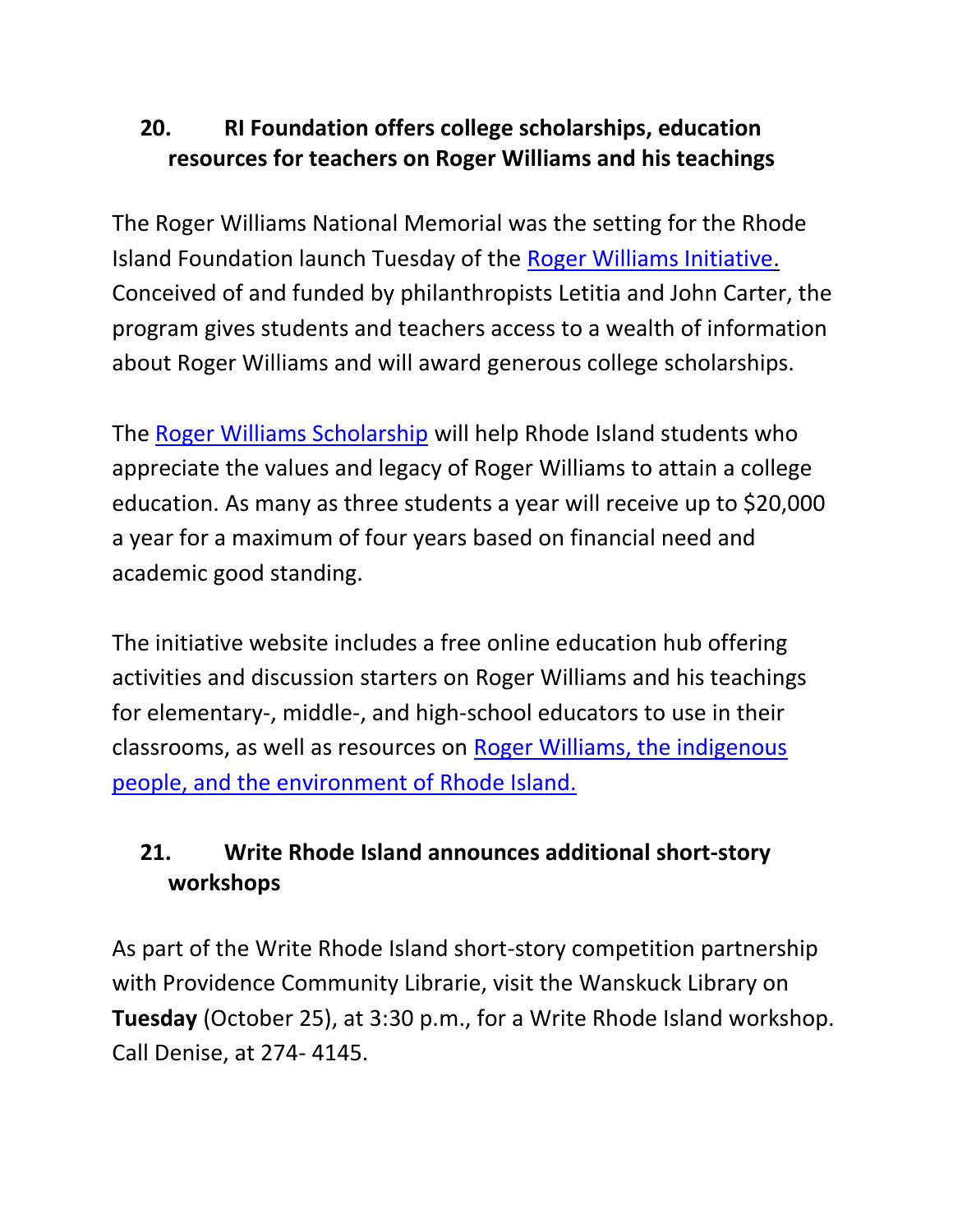## 20. RI Foundation offers college scholarships, education resources for teachers on Roger Williams and his teachings

The Roger Williams National Memorial was the setting for the Rhode Island Foundation launch Tuesday of the [Roger Williams Initiative.](#) Conceived of and funded by philanthropists Letitia and John Carter, the program gives students and teachers access to a wealth of information about Roger Williams and will award generous college scholarships.

The [Roger Williams Scholarship](#) will help Rhode Island students who appreciate the values and legacy of Roger Williams to attain a college education. As many as three students a year will receive up to $20,000 a year for a maximum of four years based on financial need and academic good standing.

The initiative website includes a free online education hub offering activities and discussion starters on Roger Williams and his teachings for elementary-, middle-, and high-school educators to use in their classrooms, as well as resources on [Roger Williams, the indigenous people, and the environment of Rhode Island.](#)

## 21. Write Rhode Island announces additional short-story workshops

As part of the Write Rhode Island short-story competition partnership with Providence Community Librarie, visit the Wanskuck Library on **Tuesday** (October 25), at 3:30 p.m., for a Write Rhode Island workshop. Call Denise, at 274- 4145.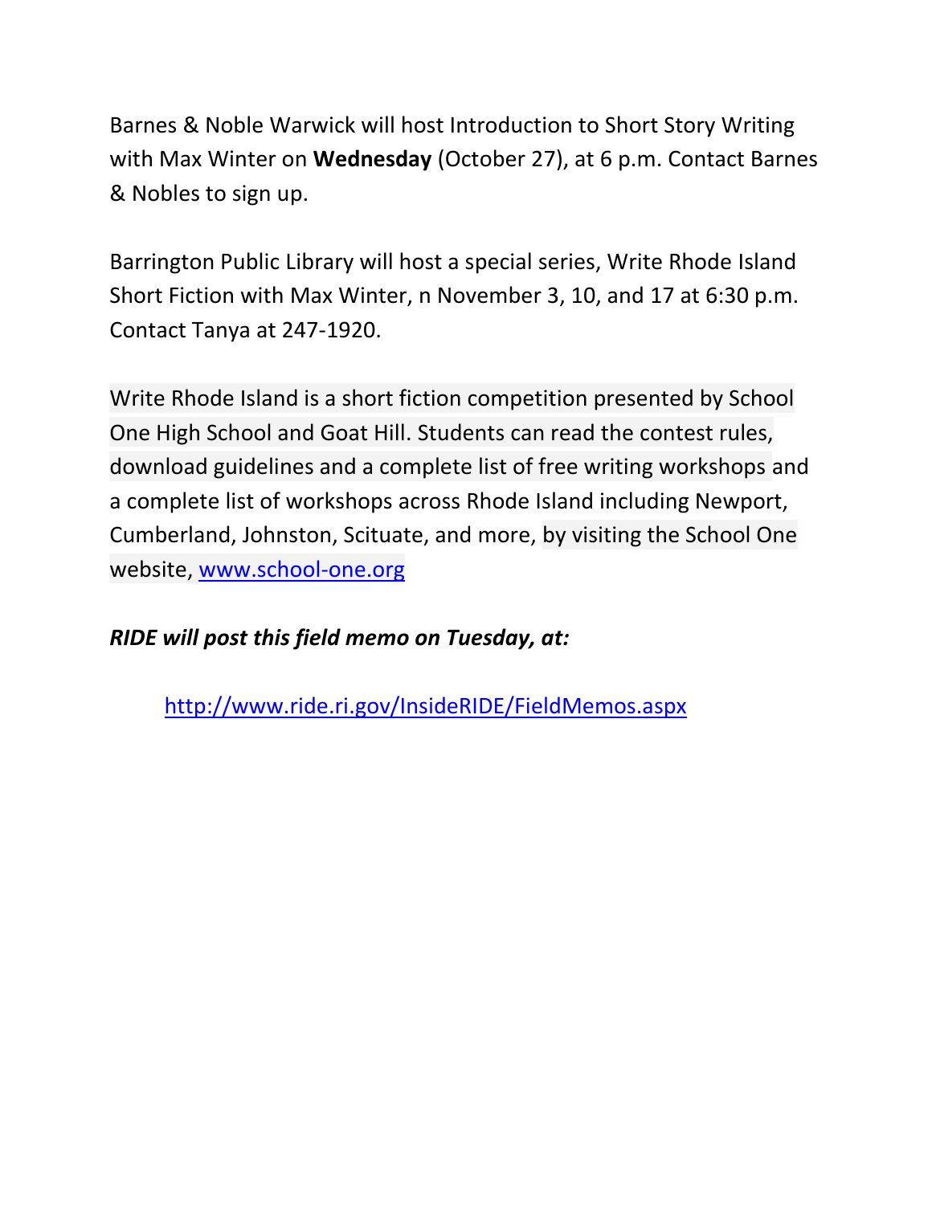Barnes & Noble Warwick will host Introduction to Short Story Writing with Max Winter on **Wednesday** (October 27), at 6 p.m. Contact Barnes & Nobles to sign up.

Barrington Public Library will host a special series, Write Rhode Island Short Fiction with Max Winter, n November 3, 10, and 17 at 6:30 p.m. Contact Tanya at 247-1920.

Write Rhode Island is a short fiction competition presented by School One High School and Goat Hill. Students can read the contest rules, download guidelines and a complete list of free writing workshops and a complete list of workshops across Rhode Island including Newport, Cumberland, Johnston, Scituate, and more, by visiting the School One website, [www.school-one.org](http://www.school-one.org)

***RIDE will post this field memo on Tuesday, at:***

[http://www.ride.ri.gov/InsideRIDE/FieldMemos.aspx](http://www.ride.ri.gov/InsideRIDE/FieldMemos.aspx)